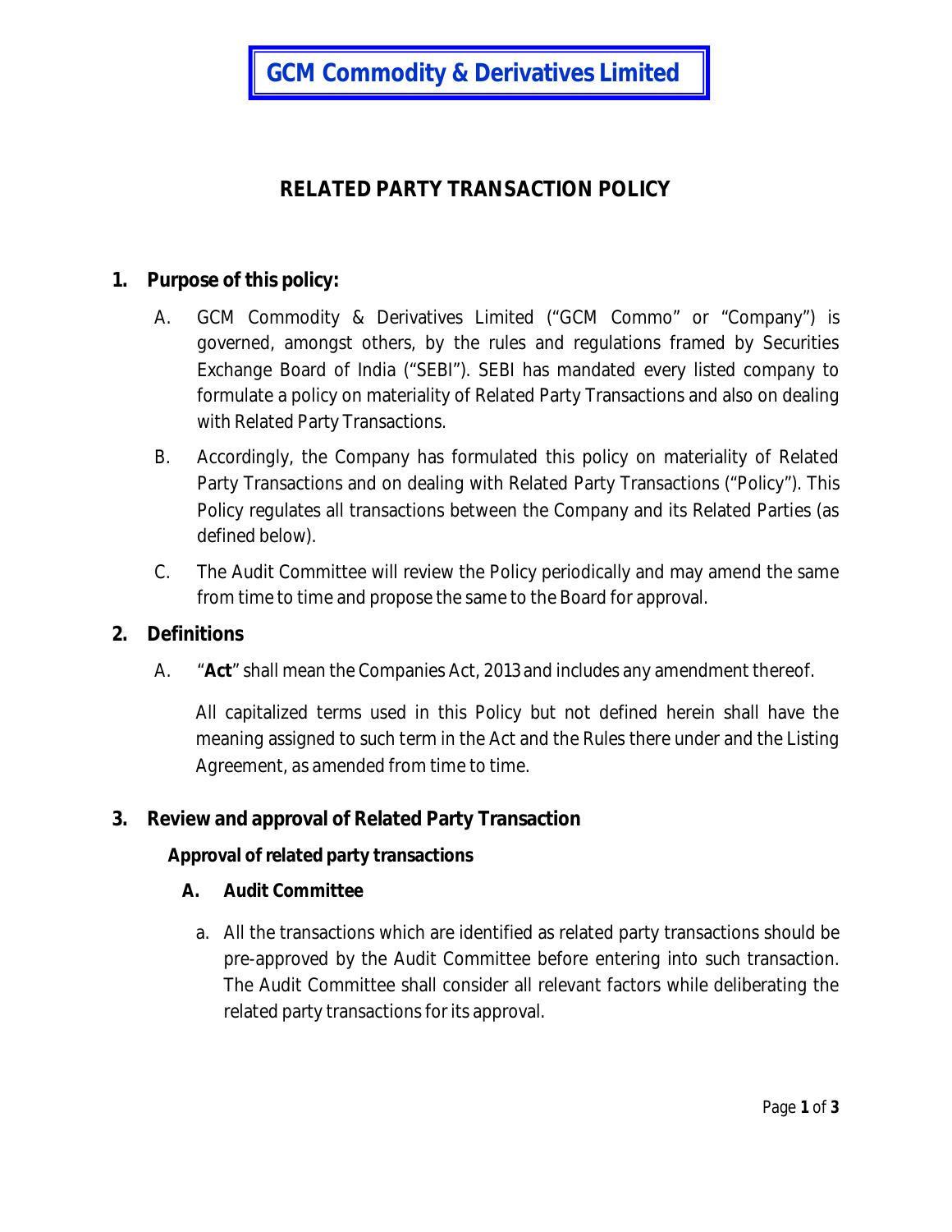# GCM Commodity & Derivatives Limited

## RELATED PARTY TRANSACTION POLICY

### 1. Purpose of this policy:

A. GCM Commodity & Derivatives Limited ("GCM Commo" or "Company") is governed, amongst others, by the rules and regulations framed by Securities Exchange Board of India ("SEBI"). SEBI has mandated every listed company to formulate a policy on materiality of Related Party Transactions and also on dealing with Related Party Transactions.

B. Accordingly, the Company has formulated this policy on materiality of Related Party Transactions and on dealing with Related Party Transactions ("Policy"). This Policy regulates all transactions between the Company and its Related Parties (as defined below).

C. The Audit Committee will review the Policy periodically and may amend the same from time to time and propose the same to the Board for approval.

### 2. Definitions

A. "**Act**" shall mean the Companies Act, 2013 and includes any amendment thereof.

All capitalized terms used in this Policy but not defined herein shall have the meaning assigned to such term in the Act and the Rules there under and the Listing Agreement, as amended from time to time.

### 3. Review and approval of Related Party Transaction

**Approval of related party transactions**

**A. Audit Committee**

a. All the transactions which are identified as related party transactions should be pre-approved by the Audit Committee before entering into such transaction. The Audit Committee shall consider all relevant factors while deliberating the related party transactions for its approval.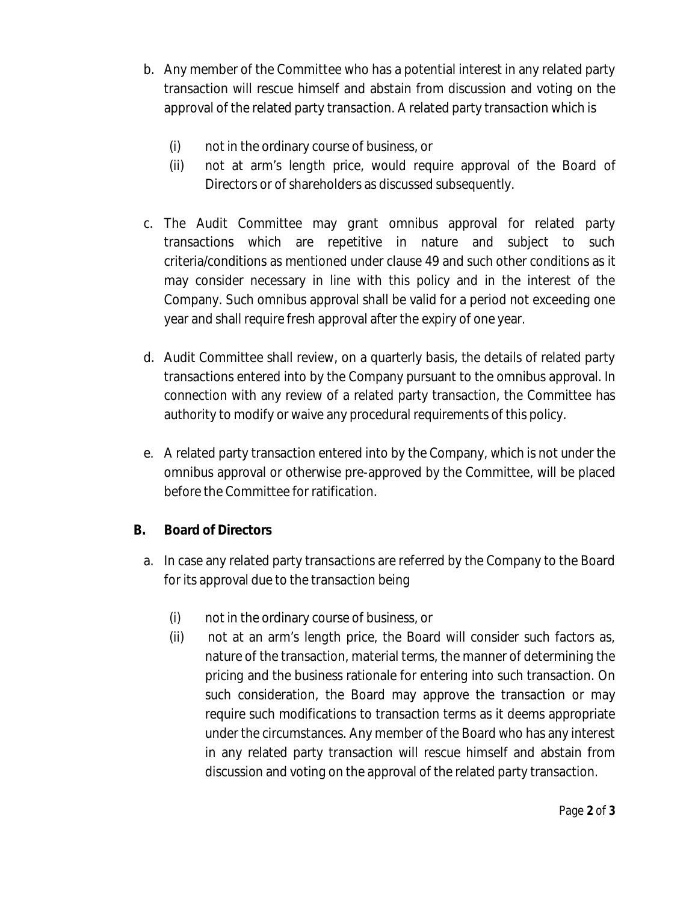b. Any member of the Committee who has a potential interest in any related party transaction will rescue himself and abstain from discussion and voting on the approval of the related party transaction. A related party transaction which is

   (i) not in the ordinary course of business, or
   (ii) not at arm's length price, would require approval of the Board of Directors or of shareholders as discussed subsequently.

c. The Audit Committee may grant omnibus approval for related party transactions which are repetitive in nature and subject to such criteria/conditions as mentioned under clause 49 and such other conditions as it may consider necessary in line with this policy and in the interest of the Company. Such omnibus approval shall be valid for a period not exceeding one year and shall require fresh approval after the expiry of one year.

d. Audit Committee shall review, on a quarterly basis, the details of related party transactions entered into by the Company pursuant to the omnibus approval. In connection with any review of a related party transaction, the Committee has authority to modify or waive any procedural requirements of this policy.

e. A related party transaction entered into by the Company, which is not under the omnibus approval or otherwise pre-approved by the Committee, will be placed before the Committee for ratification.

**B. Board of Directors**

a. In case any related party transactions are referred by the Company to the Board for its approval due to the transaction being

   (i) not in the ordinary course of business, or
   (ii) not at an arm's length price, the Board will consider such factors as, nature of the transaction, material terms, the manner of determining the pricing and the business rationale for entering into such transaction. On such consideration, the Board may approve the transaction or may require such modifications to transaction terms as it deems appropriate under the circumstances. Any member of the Board who has any interest in any related party transaction will rescue himself and abstain from discussion and voting on the approval of the related party transaction.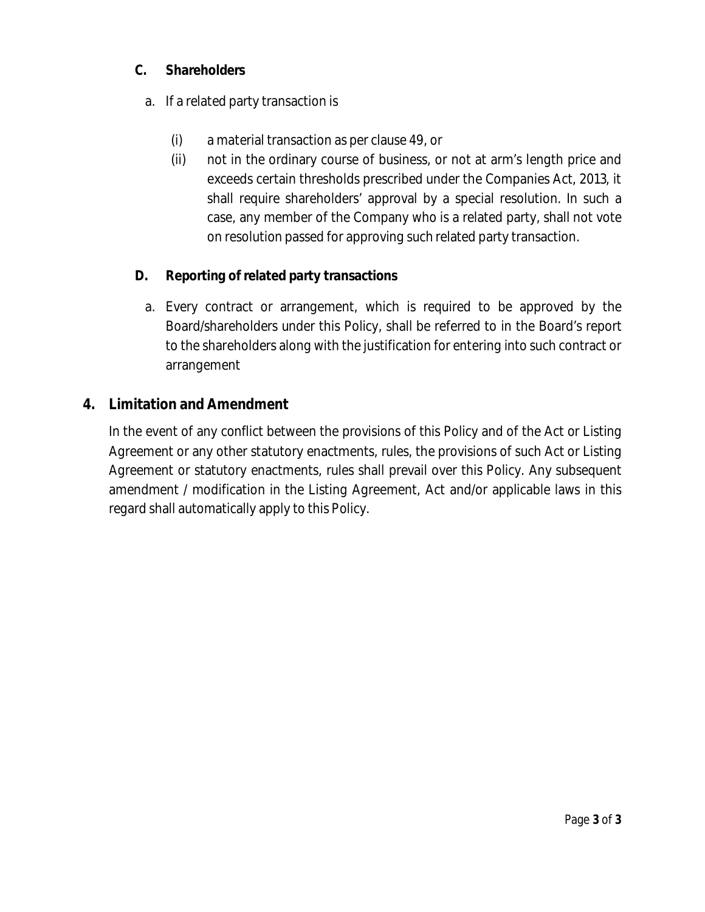### C. Shareholders

a. If a related party transaction is

   (i) a material transaction as per clause 49, or

   (ii) not in the ordinary course of business, or not at arm's length price and exceeds certain thresholds prescribed under the Companies Act, 2013, it shall require shareholders' approval by a special resolution. In such a case, any member of the Company who is a related party, shall not vote on resolution passed for approving such related party transaction.

### D. Reporting of related party transactions

a. Every contract or arrangement, which is required to be approved by the Board/shareholders under this Policy, shall be referred to in the Board's report to the shareholders along with the justification for entering into such contract or arrangement

## 4. Limitation and Amendment

In the event of any conflict between the provisions of this Policy and of the Act or Listing Agreement or any other statutory enactments, rules, the provisions of such Act or Listing Agreement or statutory enactments, rules shall prevail over this Policy. Any subsequent amendment / modification in the Listing Agreement, Act and/or applicable laws in this regard shall automatically apply to this Policy.